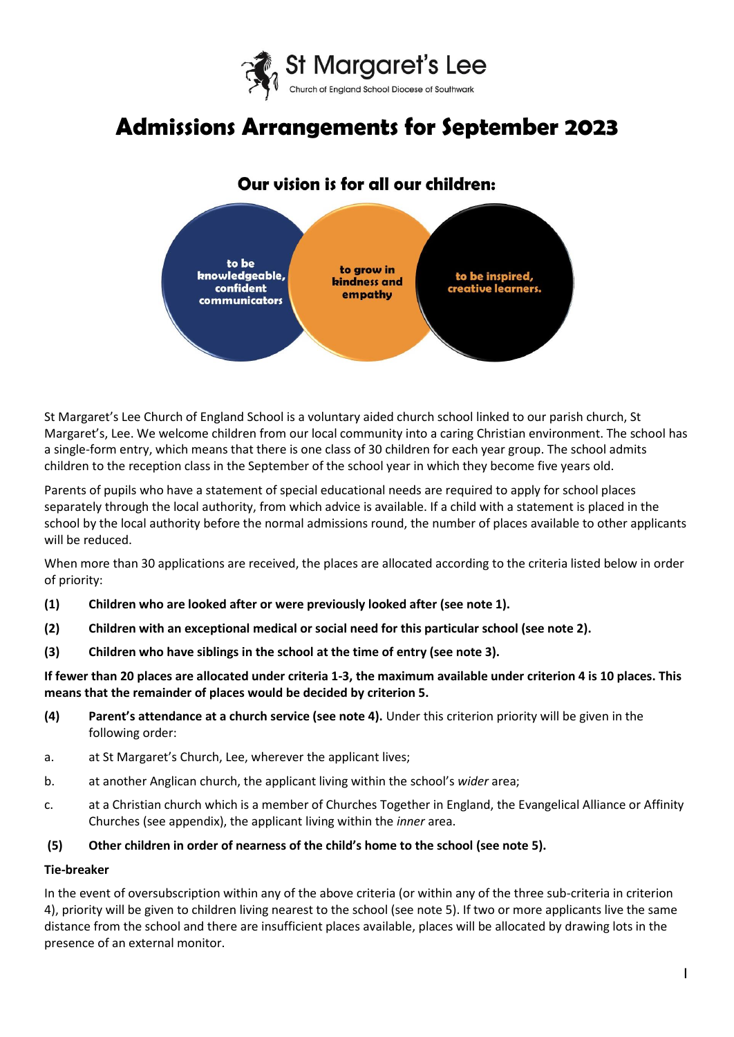St Margaret's Lee

Church of England School Diocese of Southwark

# Admissions Arrangements for September 2023

## Our vision is for all our children:

- to be knowledgeable, confident communicators
- to grow in kindness and empathy
- to be inspired, creative learners.

St Margaret's Lee Church of England School is a voluntary aided church school linked to our parish church, St Margaret's, Lee. We welcome children from our local community into a caring Christian environment. The school has a single-form entry, which means that there is one class of 30 children for each year group. The school admits children to the reception class in the September of the school year in which they become five years old.

Parents of pupils who have a statement of special educational needs are required to apply for school places separately through the local authority, from which advice is available. If a child with a statement is placed in the school by the local authority before the normal admissions round, the number of places available to other applicants will be reduced.

When more than 30 applications are received, the places are allocated according to the criteria listed below in order of priority:

**(1) Children who are looked after or were previously looked after (see note 1).**

**(2) Children with an exceptional medical or social need for this particular school (see note 2).**

**(3) Children who have siblings in the school at the time of entry (see note 3).**

**If fewer than 20 places are allocated under criteria 1-3, the maximum available under criterion 4 is 10 places. This means that the remainder of places would be decided by criterion 5.**

**(4) Parent's attendance at a church service (see note 4).** Under this criterion priority will be given in the following order:

a. at St Margaret's Church, Lee, wherever the applicant lives;

b. at another Anglican church, the applicant living within the school's *wider* area;

c. at a Christian church which is a member of Churches Together in England, the Evangelical Alliance or Affinity Churches (see appendix), the applicant living within the *inner* area.

**(5) Other children in order of nearness of the child's home to the school (see note 5).**

**Tie-breaker**

In the event of oversubscription within any of the above criteria (or within any of the three sub-criteria in criterion 4), priority will be given to children living nearest to the school (see note 5). If two or more applicants live the same distance from the school and there are insufficient places available, places will be allocated by drawing lots in the presence of an external monitor.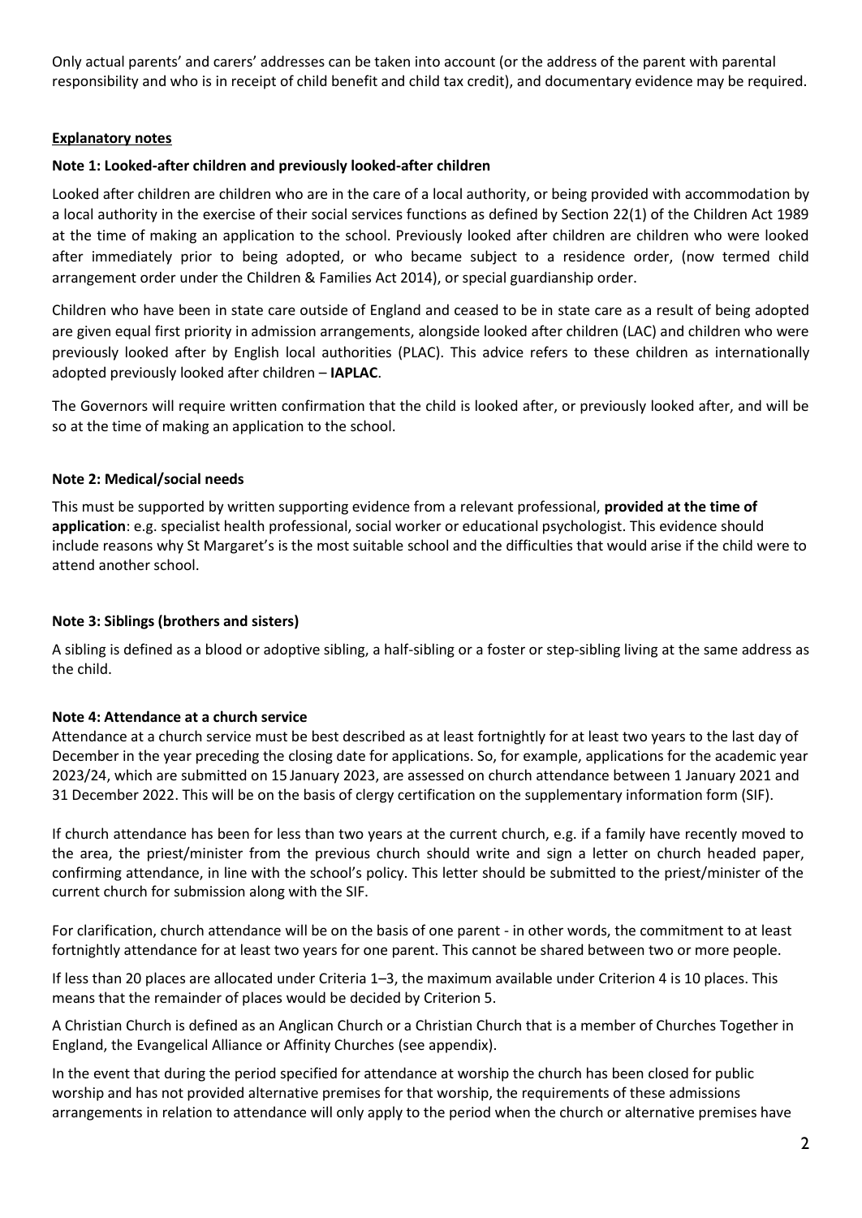Only actual parents' and carers' addresses can be taken into account (or the address of the parent with parental responsibility and who is in receipt of child benefit and child tax credit), and documentary evidence may be required.

**Explanatory notes**

**Note 1: Looked-after children and previously looked-after children**

Looked after children are children who are in the care of a local authority, or being provided with accommodation by a local authority in the exercise of their social services functions as defined by Section 22(1) of the Children Act 1989 at the time of making an application to the school. Previously looked after children are children who were looked after immediately prior to being adopted, or who became subject to a residence order, (now termed child arrangement order under the Children & Families Act 2014), or special guardianship order.

Children who have been in state care outside of England and ceased to be in state care as a result of being adopted are given equal first priority in admission arrangements, alongside looked after children (LAC) and children who were previously looked after by English local authorities (PLAC). This advice refers to these children as internationally adopted previously looked after children – **IAPLAC**.

The Governors will require written confirmation that the child is looked after, or previously looked after, and will be so at the time of making an application to the school.

**Note 2: Medical/social needs**

This must be supported by written supporting evidence from a relevant professional, **provided at the time of application**: e.g. specialist health professional, social worker or educational psychologist. This evidence should include reasons why St Margaret's is the most suitable school and the difficulties that would arise if the child were to attend another school.

**Note 3: Siblings (brothers and sisters)**

A sibling is defined as a blood or adoptive sibling, a half-sibling or a foster or step-sibling living at the same address as the child.

**Note 4: Attendance at a church service**

Attendance at a church service must be best described as at least fortnightly for at least two years to the last day of December in the year preceding the closing date for applications. So, for example, applications for the academic year 2023/24, which are submitted on 15 January 2023, are assessed on church attendance between 1 January 2021 and 31 December 2022. This will be on the basis of clergy certification on the supplementary information form (SIF).

If church attendance has been for less than two years at the current church, e.g. if a family have recently moved to the area, the priest/minister from the previous church should write and sign a letter on church headed paper, confirming attendance, in line with the school's policy. This letter should be submitted to the priest/minister of the current church for submission along with the SIF.

For clarification, church attendance will be on the basis of one parent - in other words, the commitment to at least fortnightly attendance for at least two years for one parent. This cannot be shared between two or more people.

If less than 20 places are allocated under Criteria 1–3, the maximum available under Criterion 4 is 10 places. This means that the remainder of places would be decided by Criterion 5.

A Christian Church is defined as an Anglican Church or a Christian Church that is a member of Churches Together in England, the Evangelical Alliance or Affinity Churches (see appendix).

In the event that during the period specified for attendance at worship the church has been closed for public worship and has not provided alternative premises for that worship, the requirements of these admissions arrangements in relation to attendance will only apply to the period when the church or alternative premises have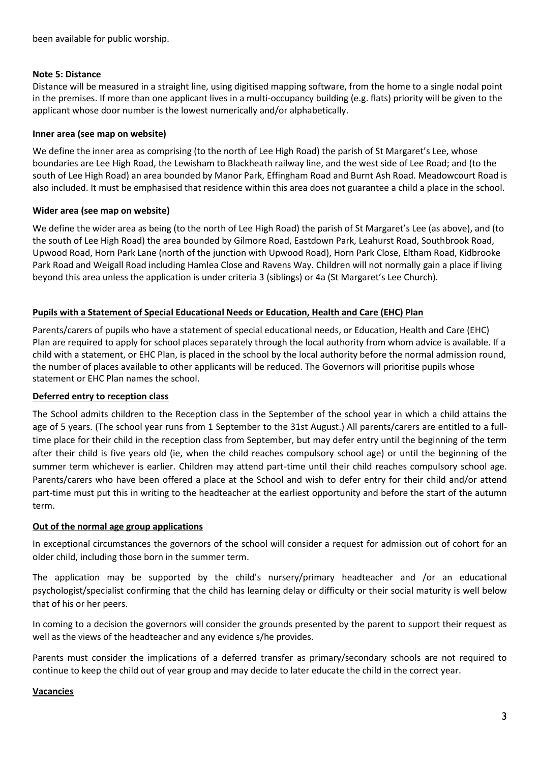been available for public worship.

**Note 5: Distance**

Distance will be measured in a straight line, using digitised mapping software, from the home to a single nodal point in the premises. If more than one applicant lives in a multi-occupancy building (e.g. flats) priority will be given to the applicant whose door number is the lowest numerically and/or alphabetically.

**Inner area (see map on website)**

We define the inner area as comprising (to the north of Lee High Road) the parish of St Margaret's Lee, whose boundaries are Lee High Road, the Lewisham to Blackheath railway line, and the west side of Lee Road; and (to the south of Lee High Road) an area bounded by Manor Park, Effingham Road and Burnt Ash Road. Meadowcourt Road is also included. It must be emphasised that residence within this area does not guarantee a child a place in the school.

**Wider area (see map on website)**

We define the wider area as being (to the north of Lee High Road) the parish of St Margaret's Lee (as above), and (to the south of Lee High Road) the area bounded by Gilmore Road, Eastdown Park, Leahurst Road, Southbrook Road, Upwood Road, Horn Park Lane (north of the junction with Upwood Road), Horn Park Close, Eltham Road, Kidbrooke Park Road and Weigall Road including Hamlea Close and Ravens Way. Children will not normally gain a place if living beyond this area unless the application is under criteria 3 (siblings) or 4a (St Margaret's Lee Church).

**<u>Pupils with a Statement of Special Educational Needs or Education, Health and Care (EHC) Plan</u>**

Parents/carers of pupils who have a statement of special educational needs, or Education, Health and Care (EHC) Plan are required to apply for school places separately through the local authority from whom advice is available. If a child with a statement, or EHC Plan, is placed in the school by the local authority before the normal admission round, the number of places available to other applicants will be reduced. The Governors will prioritise pupils whose statement or EHC Plan names the school.

**<u>Deferred entry to reception class</u>**

The School admits children to the Reception class in the September of the school year in which a child attains the age of 5 years. (The school year runs from 1 September to the 31st August.) All parents/carers are entitled to a full-time place for their child in the reception class from September, but may defer entry until the beginning of the term after their child is five years old (ie, when the child reaches compulsory school age) or until the beginning of the summer term whichever is earlier. Children may attend part-time until their child reaches compulsory school age. Parents/carers who have been offered a place at the School and wish to defer entry for their child and/or attend part-time must put this in writing to the headteacher at the earliest opportunity and before the start of the autumn term.

**<u>Out of the normal age group applications</u>**

In exceptional circumstances the governors of the school will consider a request for admission out of cohort for an older child, including those born in the summer term.

The application may be supported by the child's nursery/primary headteacher and /or an educational psychologist/specialist confirming that the child has learning delay or difficulty or their social maturity is well below that of his or her peers.

In coming to a decision the governors will consider the grounds presented by the parent to support their request as well as the views of the headteacher and any evidence s/he provides.

Parents must consider the implications of a deferred transfer as primary/secondary schools are not required to continue to keep the child out of year group and may decide to later educate the child in the correct year.

**<u>Vacancies</u>**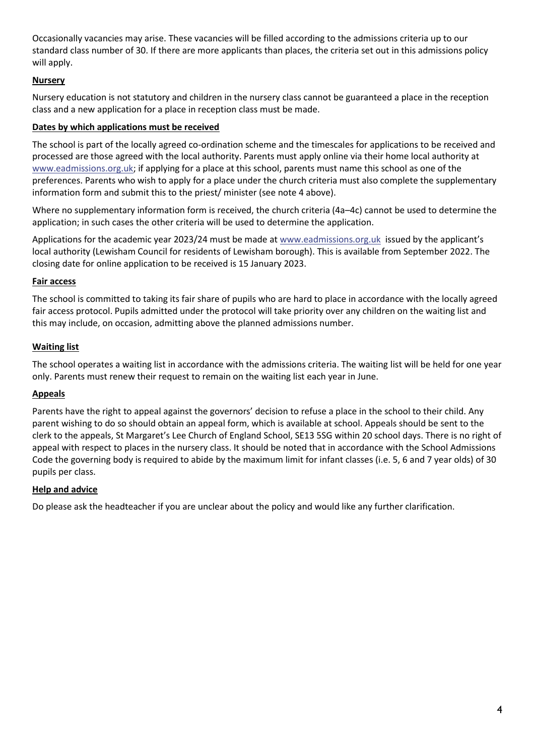Occasionally vacancies may arise. These vacancies will be filled according to the admissions criteria up to our standard class number of 30. If there are more applicants than places, the criteria set out in this admissions policy will apply.

**Nursery**

Nursery education is not statutory and children in the nursery class cannot be guaranteed a place in the reception class and a new application for a place in reception class must be made.

**Dates by which applications must be received**

The school is part of the locally agreed co-ordination scheme and the timescales for applications to be received and processed are those agreed with the local authority. Parents must apply online via their home local authority at www.eadmissions.org.uk; if applying for a place at this school, parents must name this school as one of the preferences. Parents who wish to apply for a place under the church criteria must also complete the supplementary information form and submit this to the priest/ minister (see note 4 above).

Where no supplementary information form is received, the church criteria (4a–4c) cannot be used to determine the application; in such cases the other criteria will be used to determine the application.

Applications for the academic year 2023/24 must be made at www.eadmissions.org.uk issued by the applicant's local authority (Lewisham Council for residents of Lewisham borough). This is available from September 2022. The closing date for online application to be received is 15 January 2023.

**Fair access**

The school is committed to taking its fair share of pupils who are hard to place in accordance with the locally agreed fair access protocol. Pupils admitted under the protocol will take priority over any children on the waiting list and this may include, on occasion, admitting above the planned admissions number.

**Waiting list**

The school operates a waiting list in accordance with the admissions criteria. The waiting list will be held for one year only. Parents must renew their request to remain on the waiting list each year in June.

**Appeals**

Parents have the right to appeal against the governors' decision to refuse a place in the school to their child. Any parent wishing to do so should obtain an appeal form, which is available at school. Appeals should be sent to the clerk to the appeals, St Margaret's Lee Church of England School, SE13 5SG within 20 school days. There is no right of appeal with respect to places in the nursery class. It should be noted that in accordance with the School Admissions Code the governing body is required to abide by the maximum limit for infant classes (i.e. 5, 6 and 7 year olds) of 30 pupils per class.

**Help and advice**

Do please ask the headteacher if you are unclear about the policy and would like any further clarification.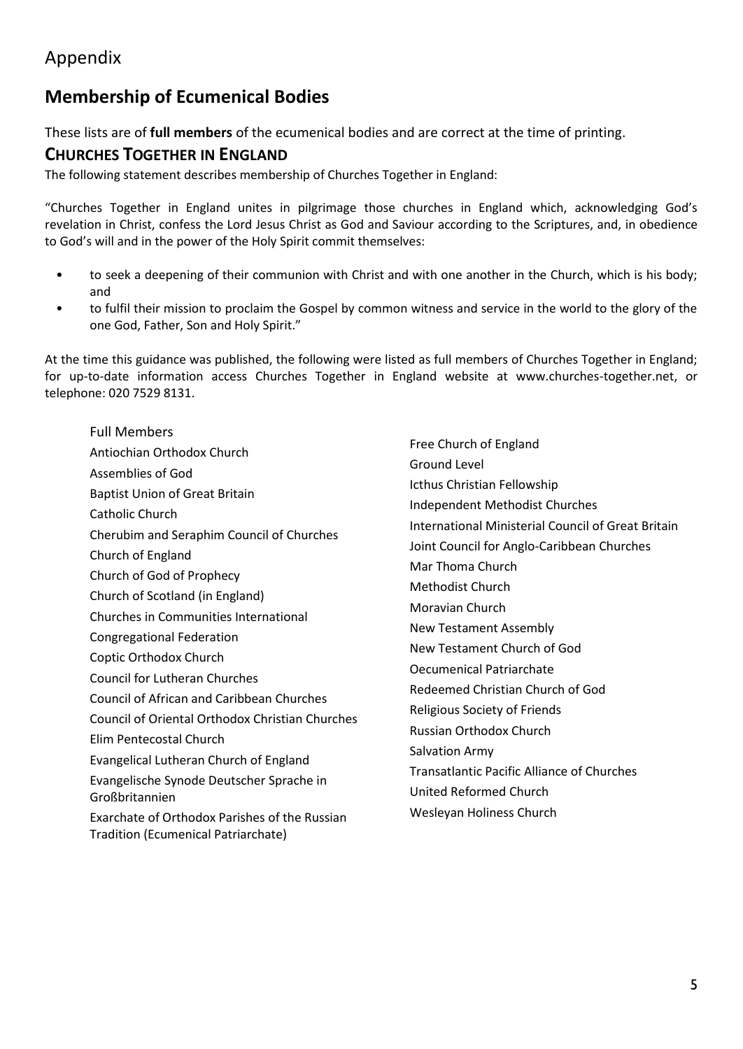# Appendix

## Membership of Ecumenical Bodies

These lists are of **full members** of the ecumenical bodies and are correct at the time of printing.

### CHURCHES TOGETHER IN ENGLAND

The following statement describes membership of Churches Together in England:

"Churches Together in England unites in pilgrimage those churches in England which, acknowledging God's revelation in Christ, confess the Lord Jesus Christ as God and Saviour according to the Scriptures, and, in obedience to God's will and in the power of the Holy Spirit commit themselves:

- to seek a deepening of their communion with Christ and with one another in the Church, which is his body; and
- to fulfil their mission to proclaim the Gospel by common witness and service in the world to the glory of the one God, Father, Son and Holy Spirit."

At the time this guidance was published, the following were listed as full members of Churches Together in England; for up-to-date information access Churches Together in England website at www.churches-together.net, or telephone: 020 7529 8131.

Full Members

- Antiochian Orthodox Church
- Assemblies of God
- Baptist Union of Great Britain
- Catholic Church
- Cherubim and Seraphim Council of Churches
- Church of England
- Church of God of Prophecy
- Church of Scotland (in England)
- Churches in Communities International
- Congregational Federation
- Coptic Orthodox Church
- Council for Lutheran Churches
- Council of African and Caribbean Churches
- Council of Oriental Orthodox Christian Churches
- Elim Pentecostal Church
- Evangelical Lutheran Church of England
- Evangelische Synode Deutscher Sprache in Großbritannien
- Exarchate of Orthodox Parishes of the Russian Tradition (Ecumenical Patriarchate)
- Free Church of England
- Ground Level
- Icthus Christian Fellowship
- Independent Methodist Churches
- International Ministerial Council of Great Britain
- Joint Council for Anglo-Caribbean Churches
- Mar Thoma Church
- Methodist Church
- Moravian Church
- New Testament Assembly
- New Testament Church of God
- Oecumenical Patriarchate
- Redeemed Christian Church of God
- Religious Society of Friends
- Russian Orthodox Church
- Salvation Army
- Transatlantic Pacific Alliance of Churches
- United Reformed Church
- Wesleyan Holiness Church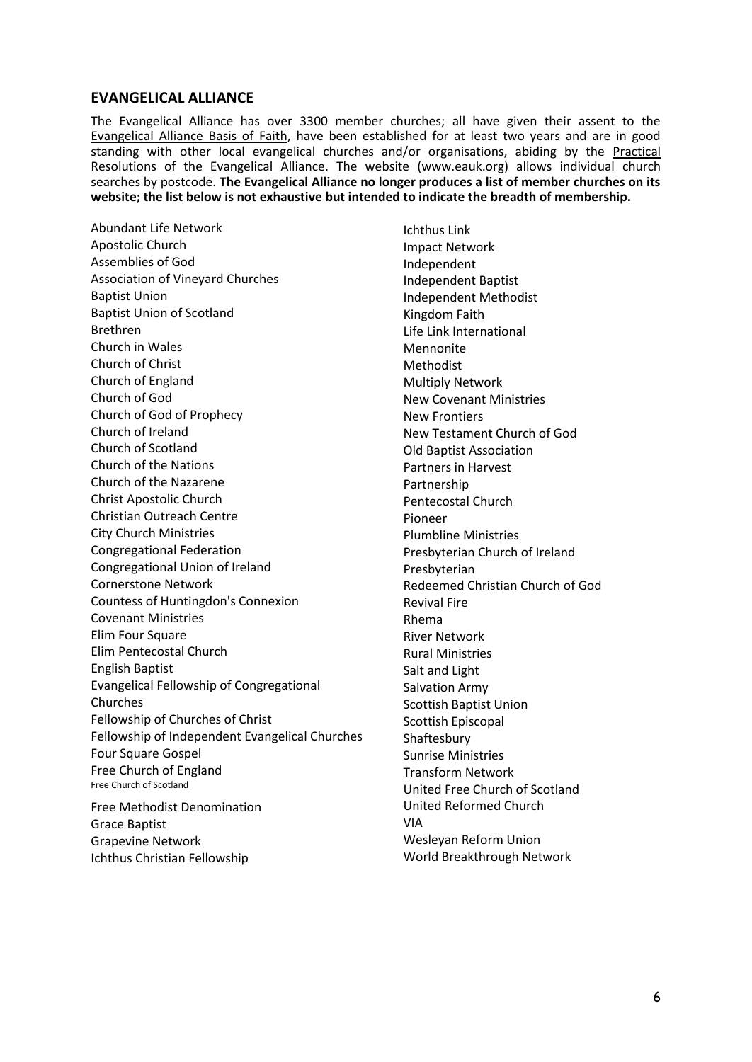## EVANGELICAL ALLIANCE

The Evangelical Alliance has over 3300 member churches; all have given their assent to the Evangelical Alliance Basis of Faith, have been established for at least two years and are in good standing with other local evangelical churches and/or organisations, abiding by the Practical Resolutions of the Evangelical Alliance. The website (www.eauk.org) allows individual church searches by postcode. **The Evangelical Alliance no longer produces a list of member churches on its website; the list below is not exhaustive but intended to indicate the breadth of membership.**

Abundant Life Network
Apostolic Church
Assemblies of God
Association of Vineyard Churches
Baptist Union
Baptist Union of Scotland
Brethren
Church in Wales
Church of Christ
Church of England
Church of God
Church of God of Prophecy
Church of Ireland
Church of Scotland
Church of the Nations
Church of the Nazarene
Christ Apostolic Church
Christian Outreach Centre
City Church Ministries
Congregational Federation
Congregational Union of Ireland
Cornerstone Network
Countess of Huntingdon's Connexion
Covenant Ministries
Elim Four Square
Elim Pentecostal Church
English Baptist
Evangelical Fellowship of Congregational Churches
Fellowship of Churches of Christ
Fellowship of Independent Evangelical Churches
Four Square Gospel
Free Church of England
Free Church of Scotland
Free Methodist Denomination
Grace Baptist
Grapevine Network
Ichthus Christian Fellowship
Ichthus Link
Impact Network
Independent
Independent Baptist
Independent Methodist
Kingdom Faith
Life Link International
Mennonite
Methodist
Multiply Network
New Covenant Ministries
New Frontiers
New Testament Church of God
Old Baptist Association
Partners in Harvest
Partnership
Pentecostal Church
Pioneer
Plumbline Ministries
Presbyterian Church of Ireland
Presbyterian
Redeemed Christian Church of God
Revival Fire
Rhema
River Network
Rural Ministries
Salt and Light
Salvation Army
Scottish Baptist Union
Scottish Episcopal
Shaftesbury
Sunrise Ministries
Transform Network
United Free Church of Scotland
United Reformed Church
VIA
Wesleyan Reform Union
World Breakthrough Network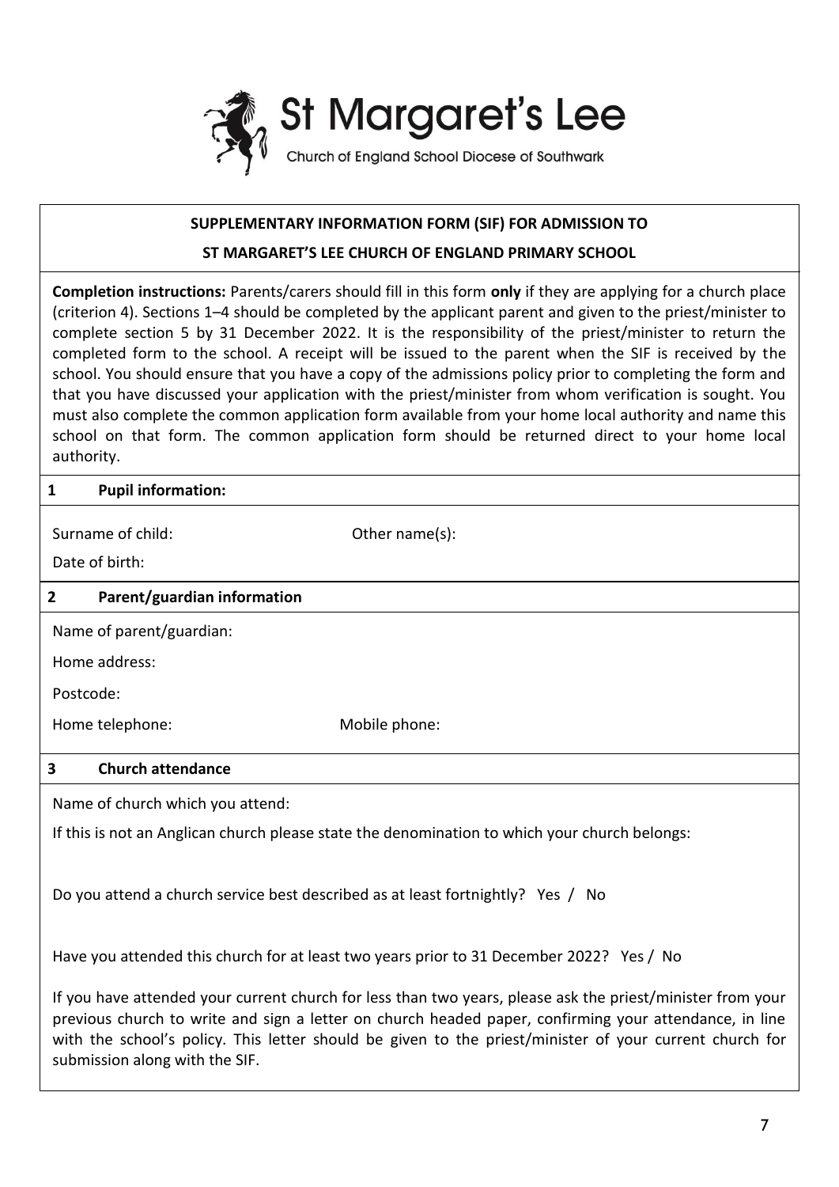St Margaret's Lee

Church of England School Diocese of Southwark

## SUPPLEMENTARY INFORMATION FORM (SIF) FOR ADMISSION TO ST MARGARET'S LEE CHURCH OF ENGLAND PRIMARY SCHOOL

**Completion instructions:** Parents/carers should fill in this form **only** if they are applying for a church place (criterion 4). Sections 1–4 should be completed by the applicant parent and given to the priest/minister to complete section 5 by 31 December 2022. It is the responsibility of the priest/minister to return the completed form to the school. A receipt will be issued to the parent when the SIF is received by the school. You should ensure that you have a copy of the admissions policy prior to completing the form and that you have discussed your application with the priest/minister from whom verification is sought. You must also complete the common application form available from your home local authority and name this school on that form. The common application form should be returned direct to your home local authority.

### 1 Pupil information:

Surname of child: Other name(s):

Date of birth:

### 2 Parent/guardian information

Name of parent/guardian:

Home address:

Postcode:

Home telephone: Mobile phone:

### 3 Church attendance

Name of church which you attend:

If this is not an Anglican church please state the denomination to which your church belongs:

Do you attend a church service best described as at least fortnightly? Yes / No

Have you attended this church for at least two years prior to 31 December 2022? Yes / No

If you have attended your current church for less than two years, please ask the priest/minister from your previous church to write and sign a letter on church headed paper, confirming your attendance, in line with the school's policy. This letter should be given to the priest/minister of your current church for submission along with the SIF.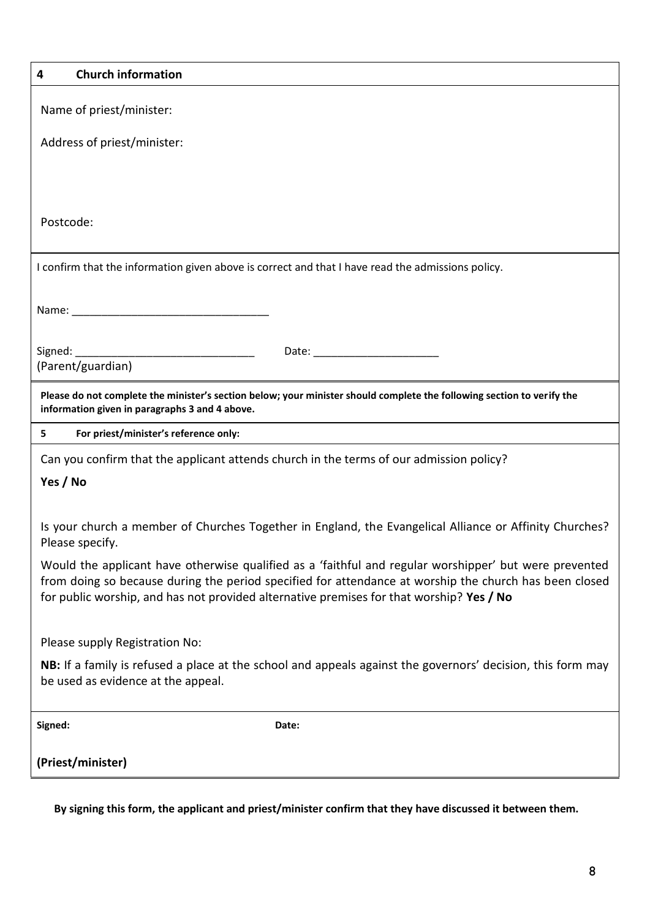## 4 Church information

Name of priest/minister:

Address of priest/minister:

Postcode:

I confirm that the information given above is correct and that I have read the admissions policy.

Name: ________________________________

Signed: ____________________________ Date: ____________________
(Parent/guardian)

**Please do not complete the minister's section below; your minister should complete the following section to verify the information given in paragraphs 3 and 4 above.**

## 5 For priest/minister's reference only:

Can you confirm that the applicant attends church in the terms of our admission policy?

**Yes / No**

Is your church a member of Churches Together in England, the Evangelical Alliance or Affinity Churches? Please specify.

Would the applicant have otherwise qualified as a 'faithful and regular worshipper' but were prevented from doing so because during the period specified for attendance at worship the church has been closed for public worship, and has not provided alternative premises for that worship? **Yes / No**

Please supply Registration No:

**NB:** If a family is refused a place at the school and appeals against the governors' decision, this form may be used as evidence at the appeal.

**Signed:** **Date:**

**(Priest/minister)**

**By signing this form, the applicant and priest/minister confirm that they have discussed it between them.**